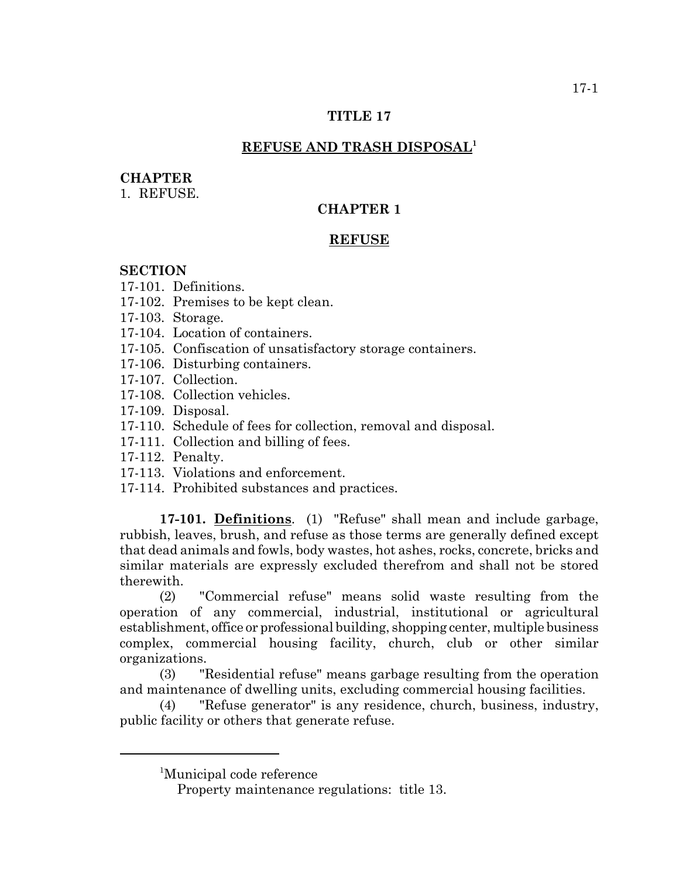# TITLE 17

## REFUSE AND TRASH DISPOSAL[1]

**CHAPTER**

1. REFUSE.

## CHAPTER 1

## REFUSE

**SECTION**

17-101. Definitions.
17-102. Premises to be kept clean.
17-103. Storage.
17-104. Location of containers.
17-105. Confiscation of unsatisfactory storage containers.
17-106. Disturbing containers.
17-107. Collection.
17-108. Collection vehicles.
17-109. Disposal.
17-110. Schedule of fees for collection, removal and disposal.
17-111. Collection and billing of fees.
17-112. Penalty.
17-113. Violations and enforcement.
17-114. Prohibited substances and practices.

**17-101. Definitions**. (1) "Refuse" shall mean and include garbage, rubbish, leaves, brush, and refuse as those terms are generally defined except that dead animals and fowls, body wastes, hot ashes, rocks, concrete, bricks and similar materials are expressly excluded therefrom and shall not be stored therewith.

(2) "Commercial refuse" means solid waste resulting from the operation of any commercial, industrial, institutional or agricultural establishment, office or professional building, shopping center, multiple business complex, commercial housing facility, church, club or other similar organizations.

(3) "Residential refuse" means garbage resulting from the operation and maintenance of dwelling units, excluding commercial housing facilities.

(4) "Refuse generator" is any residence, church, business, industry, public facility or others that generate refuse.

---

[1]Municipal code reference
Property maintenance regulations: title 13.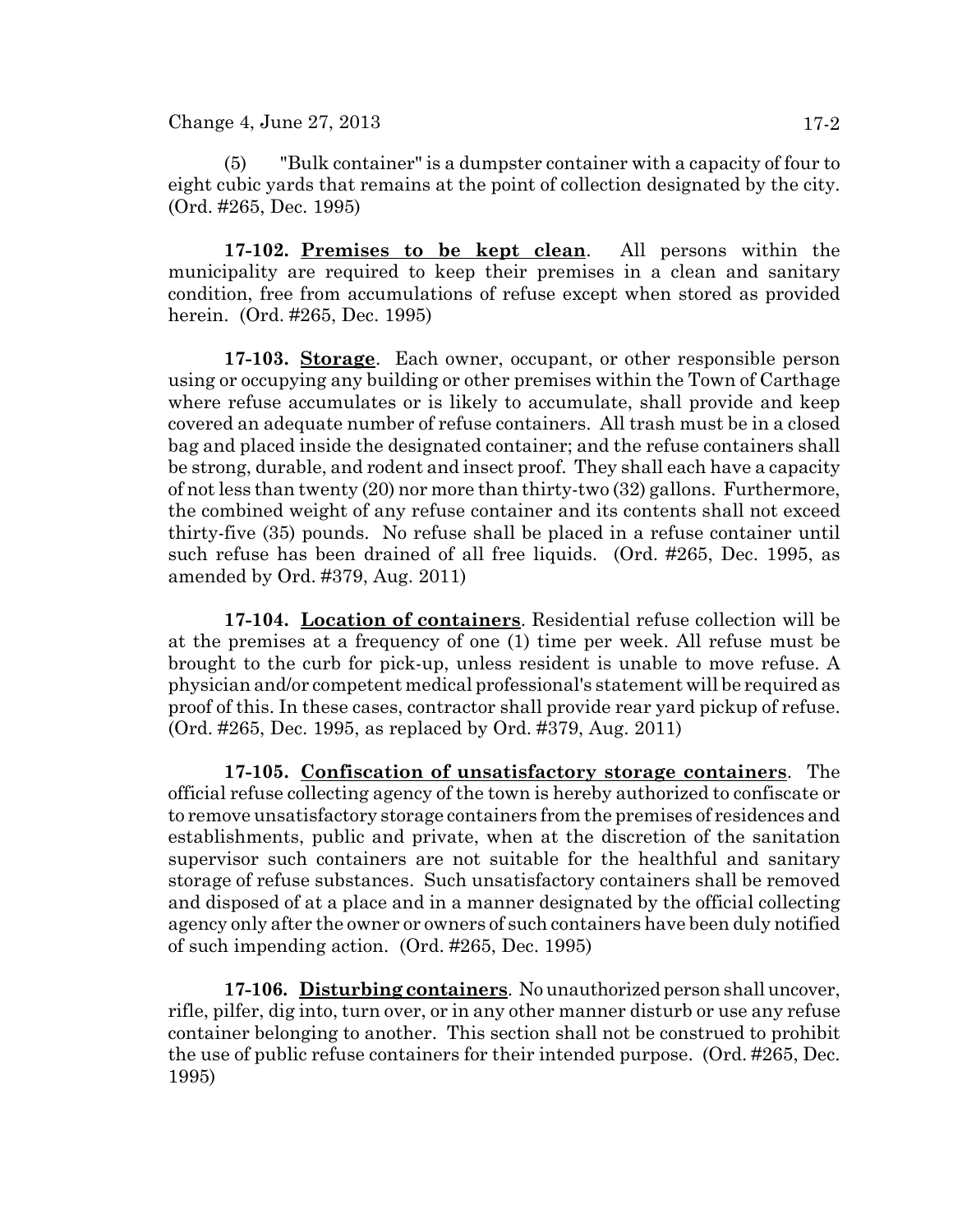(5) "Bulk container" is a dumpster container with a capacity of four to eight cubic yards that remains at the point of collection designated by the city. (Ord. #265, Dec. 1995)

**17-102. Premises to be kept clean**. All persons within the municipality are required to keep their premises in a clean and sanitary condition, free from accumulations of refuse except when stored as provided herein. (Ord. #265, Dec. 1995)

**17-103. Storage**. Each owner, occupant, or other responsible person using or occupying any building or other premises within the Town of Carthage where refuse accumulates or is likely to accumulate, shall provide and keep covered an adequate number of refuse containers. All trash must be in a closed bag and placed inside the designated container; and the refuse containers shall be strong, durable, and rodent and insect proof. They shall each have a capacity of not less than twenty (20) nor more than thirty-two (32) gallons. Furthermore, the combined weight of any refuse container and its contents shall not exceed thirty-five (35) pounds. No refuse shall be placed in a refuse container until such refuse has been drained of all free liquids. (Ord. #265, Dec. 1995, as amended by Ord. #379, Aug. 2011)

**17-104. Location of containers**. Residential refuse collection will be at the premises at a frequency of one (1) time per week. All refuse must be brought to the curb for pick-up, unless resident is unable to move refuse. A physician and/or competent medical professional's statement will be required as proof of this. In these cases, contractor shall provide rear yard pickup of refuse. (Ord. #265, Dec. 1995, as replaced by Ord. #379, Aug. 2011)

**17-105. Confiscation of unsatisfactory storage containers**. The official refuse collecting agency of the town is hereby authorized to confiscate or to remove unsatisfactory storage containers from the premises of residences and establishments, public and private, when at the discretion of the sanitation supervisor such containers are not suitable for the healthful and sanitary storage of refuse substances. Such unsatisfactory containers shall be removed and disposed of at a place and in a manner designated by the official collecting agency only after the owner or owners of such containers have been duly notified of such impending action. (Ord. #265, Dec. 1995)

**17-106. Disturbing containers**. No unauthorized person shall uncover, rifle, pilfer, dig into, turn over, or in any other manner disturb or use any refuse container belonging to another. This section shall not be construed to prohibit the use of public refuse containers for their intended purpose. (Ord. #265, Dec. 1995)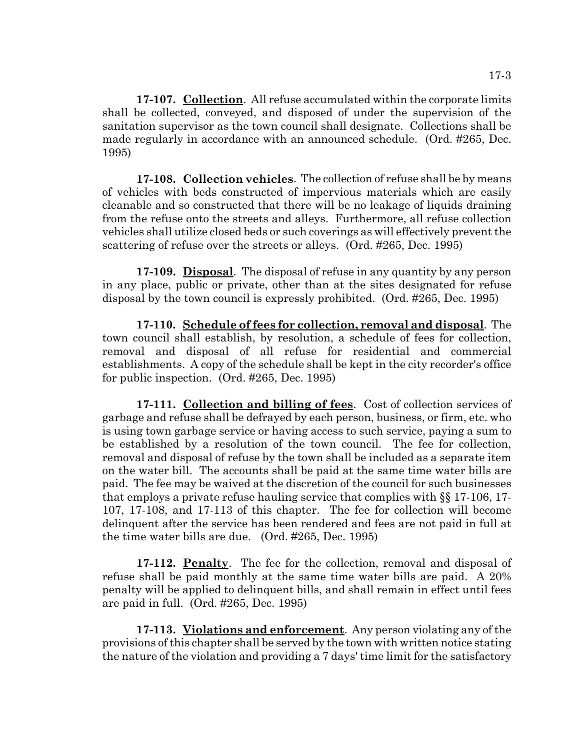**17-107. Collection**. All refuse accumulated within the corporate limits shall be collected, conveyed, and disposed of under the supervision of the sanitation supervisor as the town council shall designate. Collections shall be made regularly in accordance with an announced schedule. (Ord. #265, Dec. 1995)

**17-108. Collection vehicles**. The collection of refuse shall be by means of vehicles with beds constructed of impervious materials which are easily cleanable and so constructed that there will be no leakage of liquids draining from the refuse onto the streets and alleys. Furthermore, all refuse collection vehicles shall utilize closed beds or such coverings as will effectively prevent the scattering of refuse over the streets or alleys. (Ord. #265, Dec. 1995)

**17-109. Disposal**. The disposal of refuse in any quantity by any person in any place, public or private, other than at the sites designated for refuse disposal by the town council is expressly prohibited. (Ord. #265, Dec. 1995)

**17-110. Schedule of fees for collection, removal and disposal**. The town council shall establish, by resolution, a schedule of fees for collection, removal and disposal of all refuse for residential and commercial establishments. A copy of the schedule shall be kept in the city recorder's office for public inspection. (Ord. #265, Dec. 1995)

**17-111. Collection and billing of fees**. Cost of collection services of garbage and refuse shall be defrayed by each person, business, or firm, etc. who is using town garbage service or having access to such service, paying a sum to be established by a resolution of the town council. The fee for collection, removal and disposal of refuse by the town shall be included as a separate item on the water bill. The accounts shall be paid at the same time water bills are paid. The fee may be waived at the discretion of the council for such businesses that employs a private refuse hauling service that complies with §§ 17-106, 17-107, 17-108, and 17-113 of this chapter. The fee for collection will become delinquent after the service has been rendered and fees are not paid in full at the time water bills are due. (Ord. #265, Dec. 1995)

**17-112. Penalty**. The fee for the collection, removal and disposal of refuse shall be paid monthly at the same time water bills are paid. A 20% penalty will be applied to delinquent bills, and shall remain in effect until fees are paid in full. (Ord. #265, Dec. 1995)

**17-113. Violations and enforcement**. Any person violating any of the provisions of this chapter shall be served by the town with written notice stating the nature of the violation and providing a 7 days' time limit for the satisfactory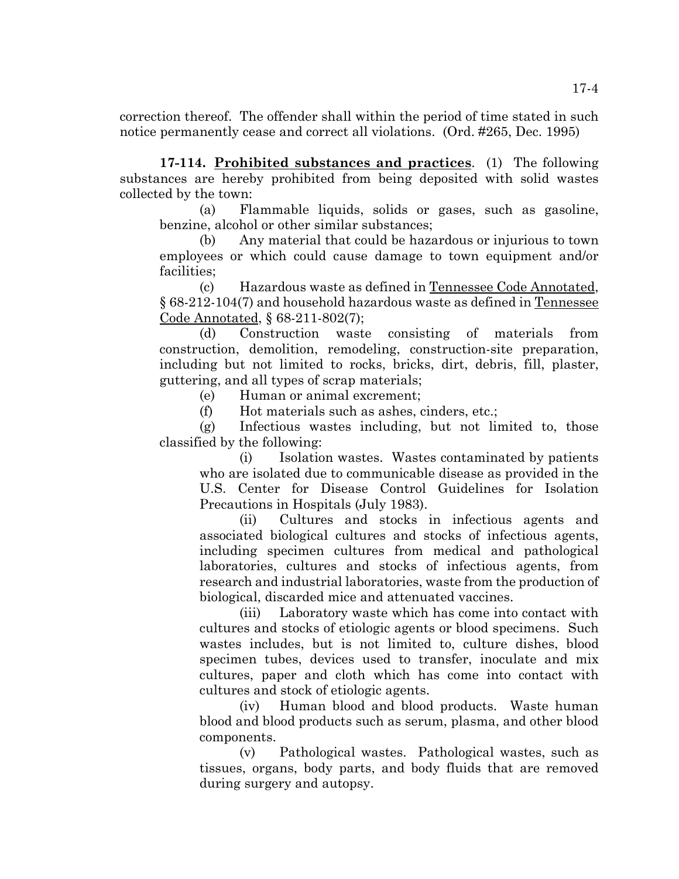correction thereof. The offender shall within the period of time stated in such notice permanently cease and correct all violations. (Ord. #265, Dec. 1995)

**17-114. Prohibited substances and practices**. (1) The following substances are hereby prohibited from being deposited with solid wastes collected by the town:

(a) Flammable liquids, solids or gases, such as gasoline, benzine, alcohol or other similar substances;

(b) Any material that could be hazardous or injurious to town employees or which could cause damage to town equipment and/or facilities;

(c) Hazardous waste as defined in Tennessee Code Annotated, § 68-212-104(7) and household hazardous waste as defined in Tennessee Code Annotated, § 68-211-802(7);

(d) Construction waste consisting of materials from construction, demolition, remodeling, construction-site preparation, including but not limited to rocks, bricks, dirt, debris, fill, plaster, guttering, and all types of scrap materials;

(e) Human or animal excrement;

(f) Hot materials such as ashes, cinders, etc.;

(g) Infectious wastes including, but not limited to, those classified by the following:

(i) Isolation wastes. Wastes contaminated by patients who are isolated due to communicable disease as provided in the U.S. Center for Disease Control Guidelines for Isolation Precautions in Hospitals (July 1983).

(ii) Cultures and stocks in infectious agents and associated biological cultures and stocks of infectious agents, including specimen cultures from medical and pathological laboratories, cultures and stocks of infectious agents, from research and industrial laboratories, waste from the production of biological, discarded mice and attenuated vaccines.

(iii) Laboratory waste which has come into contact with cultures and stocks of etiologic agents or blood specimens. Such wastes includes, but is not limited to, culture dishes, blood specimen tubes, devices used to transfer, inoculate and mix cultures, paper and cloth which has come into contact with cultures and stock of etiologic agents.

(iv) Human blood and blood products. Waste human blood and blood products such as serum, plasma, and other blood components.

(v) Pathological wastes. Pathological wastes, such as tissues, organs, body parts, and body fluids that are removed during surgery and autopsy.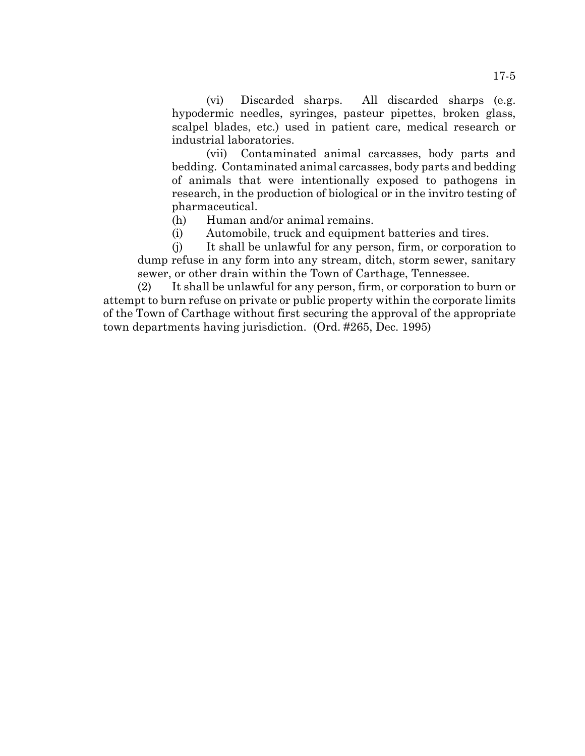(vi) Discarded sharps. All discarded sharps (e.g. hypodermic needles, syringes, pasteur pipettes, broken glass, scalpel blades, etc.) used in patient care, medical research or industrial laboratories.

(vii) Contaminated animal carcasses, body parts and bedding. Contaminated animal carcasses, body parts and bedding of animals that were intentionally exposed to pathogens in research, in the production of biological or in the invitro testing of pharmaceutical.

(h) Human and/or animal remains.

(i) Automobile, truck and equipment batteries and tires.

(j) It shall be unlawful for any person, firm, or corporation to dump refuse in any form into any stream, ditch, storm sewer, sanitary sewer, or other drain within the Town of Carthage, Tennessee.

(2) It shall be unlawful for any person, firm, or corporation to burn or attempt to burn refuse on private or public property within the corporate limits of the Town of Carthage without first securing the approval of the appropriate town departments having jurisdiction. (Ord. #265, Dec. 1995)